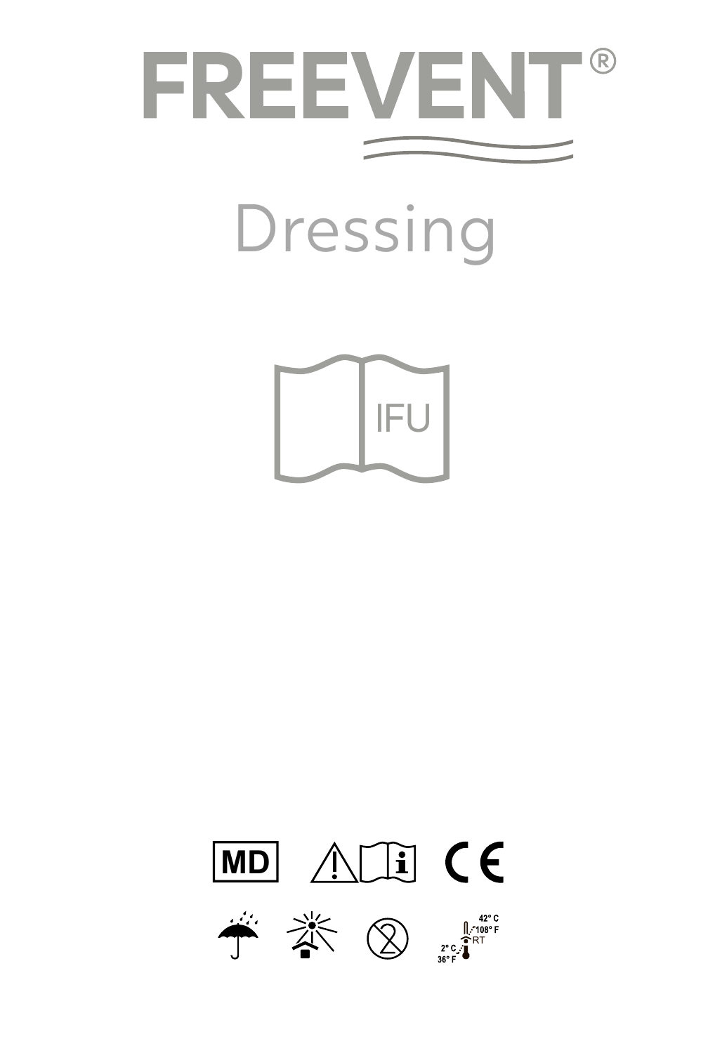# FREEVENT®

## Dressing

IFU

MD

CE

42° C
108° F
RT
2° C
36° F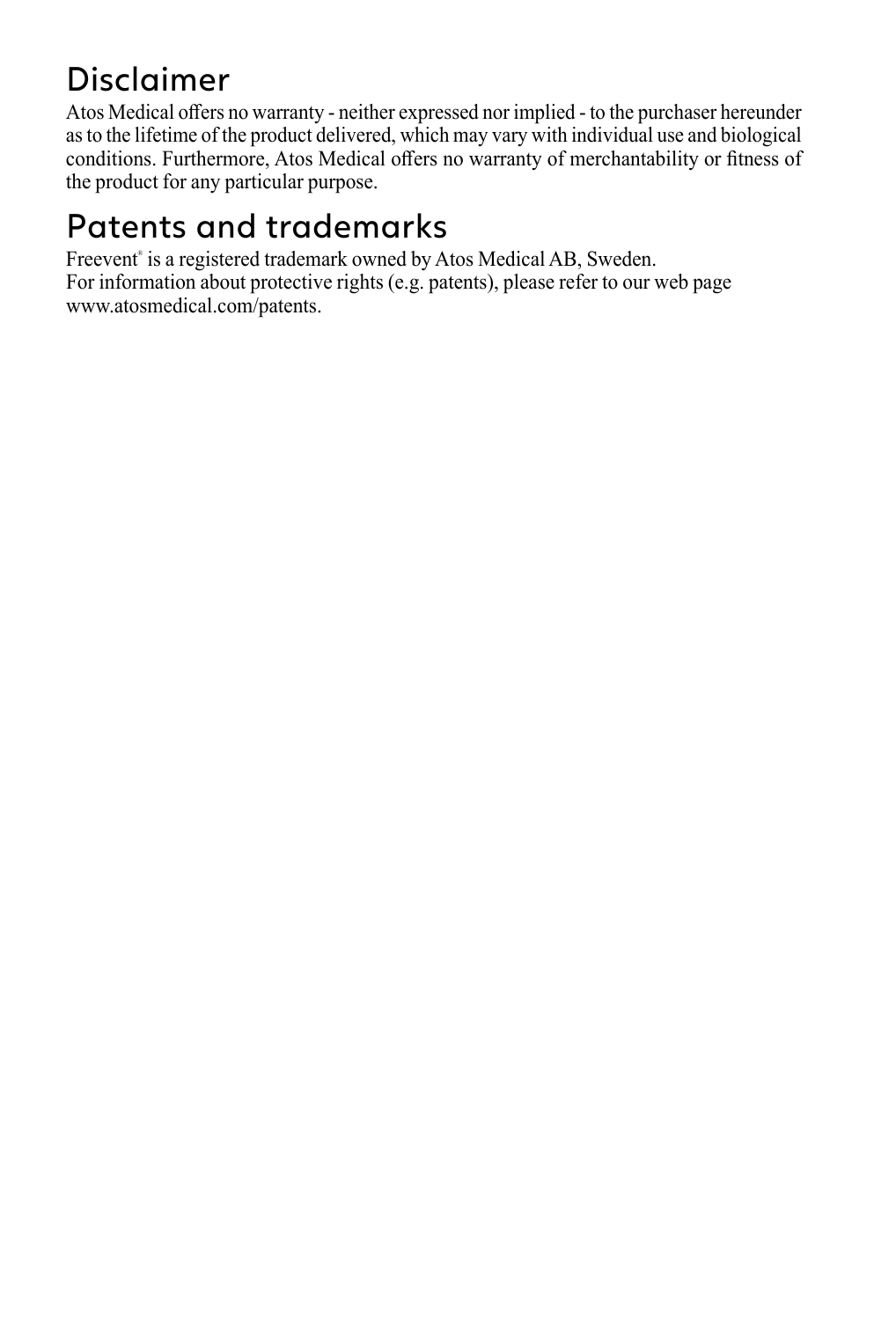# Disclaimer

Atos Medical offers no warranty - neither expressed nor implied - to the purchaser hereunder as to the lifetime of the product delivered, which may vary with individual use and biological conditions. Furthermore, Atos Medical offers no warranty of merchantability or fitness of the product for any particular purpose.

# Patents and trademarks

Freevent® is a registered trademark owned by Atos Medical AB, Sweden.
For information about protective rights (e.g. patents), please refer to our web page www.atosmedical.com/patents.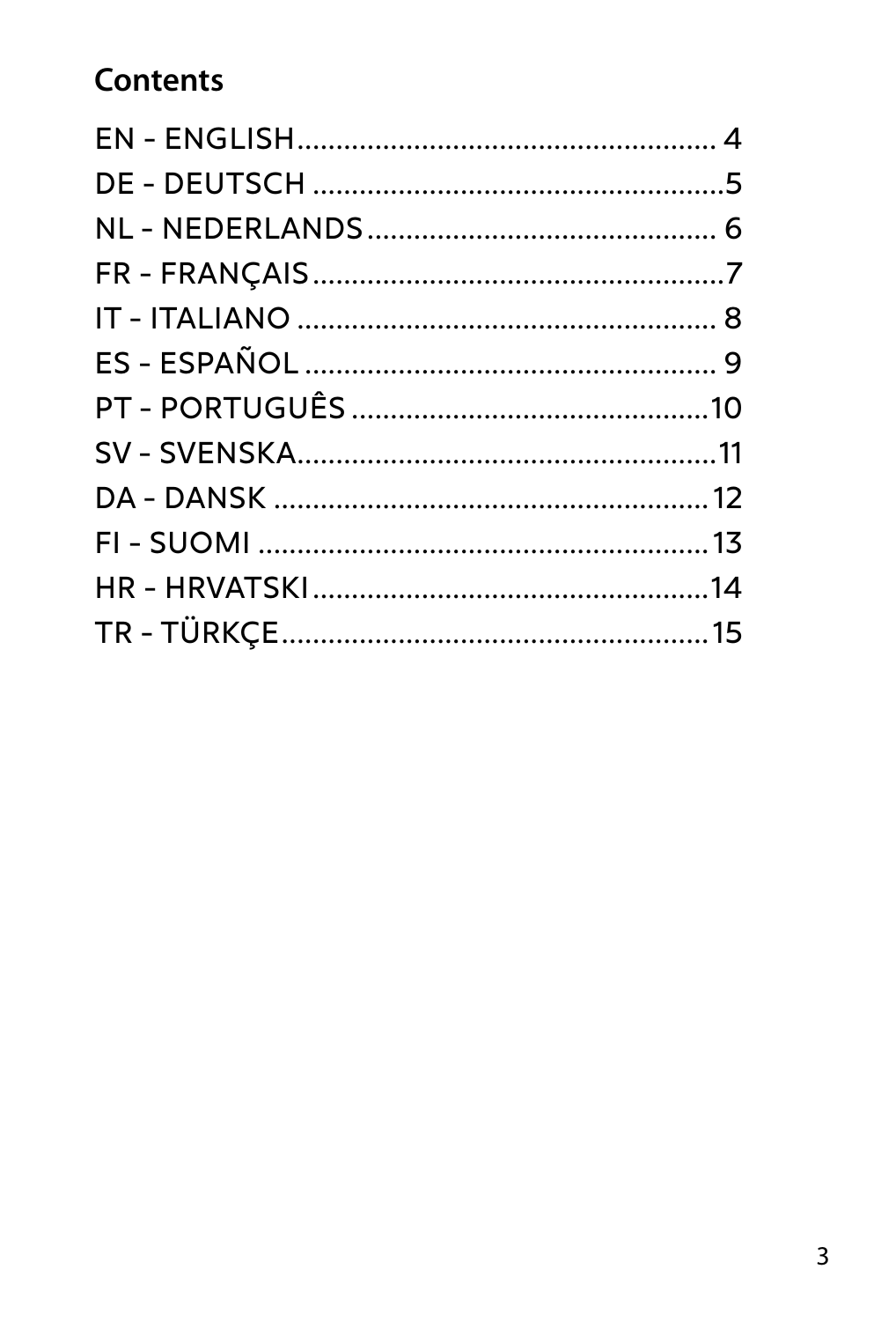## Contents

EN - ENGLISH.................................................... 4
DE - DEUTSCH ....................................................5
NL - NEDERLANDS............................................. 6
FR - FRANÇAIS.....................................................7
IT - ITALIANO ..................................................... 8
ES - ESPAÑOL ..................................................... 9
PT - PORTUGUÊS ..............................................10
SV - SVENSKA......................................................11
DA - DANSK ........................................................12
FI - SUOMI ..........................................................13
HR - HRVATSKI....................................................14
TR - TÜRKÇE.......................................................15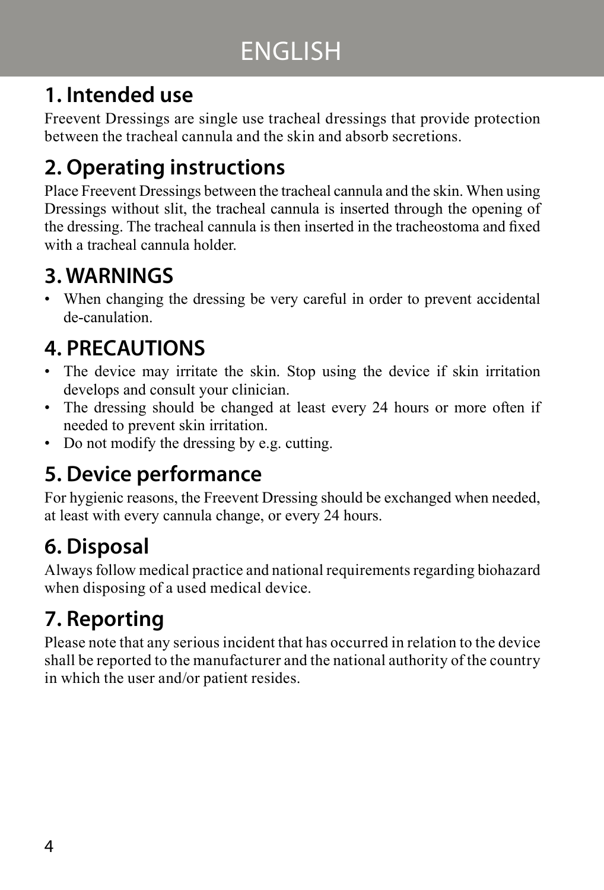# ENGLISH

## 1. Intended use

Freevent Dressings are single use tracheal dressings that provide protection between the tracheal cannula and the skin and absorb secretions.

## 2. Operating instructions

Place Freevent Dressings between the tracheal cannula and the skin. When using Dressings without slit, the tracheal cannula is inserted through the opening of the dressing. The tracheal cannula is then inserted in the tracheostoma and fixed with a tracheal cannula holder.

## 3. WARNINGS

- When changing the dressing be very careful in order to prevent accidental de-canulation.

## 4. PRECAUTIONS

- The device may irritate the skin. Stop using the device if skin irritation develops and consult your clinician.
- The dressing should be changed at least every 24 hours or more often if needed to prevent skin irritation.
- Do not modify the dressing by e.g. cutting.

## 5. Device performance

For hygienic reasons, the Freevent Dressing should be exchanged when needed, at least with every cannula change, or every 24 hours.

## 6. Disposal

Always follow medical practice and national requirements regarding biohazard when disposing of a used medical device.

## 7. Reporting

Please note that any serious incident that has occurred in relation to the device shall be reported to the manufacturer and the national authority of the country in which the user and/or patient resides.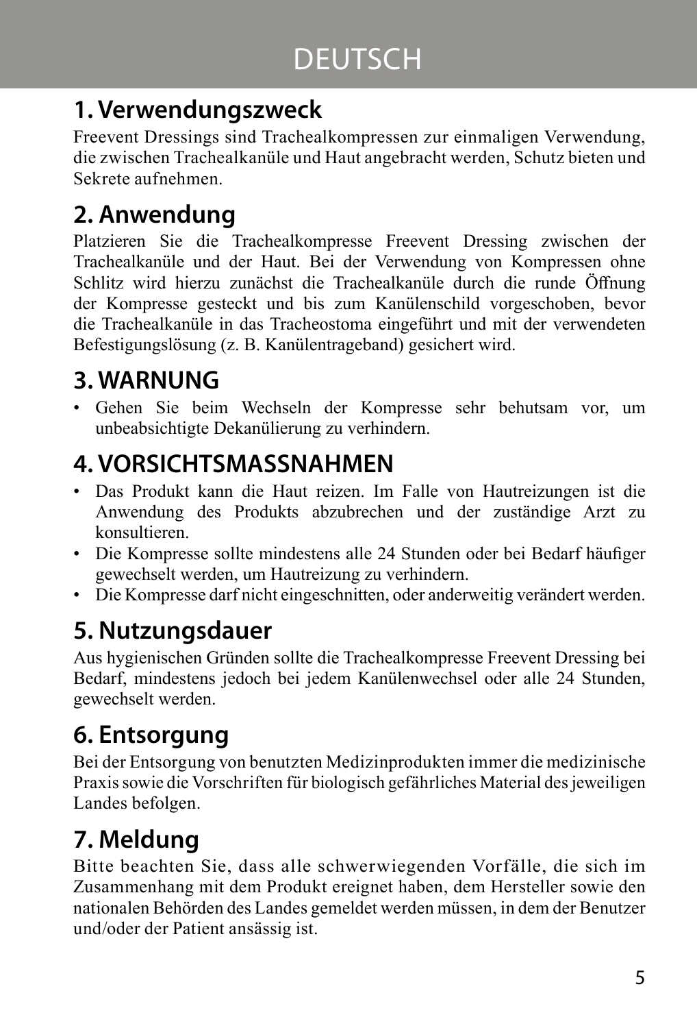# DEUTSCH

## 1. Verwendungszweck

Freevent Dressings sind Trachealkompressen zur einmaligen Verwendung, die zwischen Trachealkanüle und Haut angebracht werden, Schutz bieten und Sekrete aufnehmen.

## 2. Anwendung

Platzieren Sie die Trachealkompresse Freevent Dressing zwischen der Trachealkanüle und der Haut. Bei der Verwendung von Kompressen ohne Schlitz wird hierzu zunächst die Trachealkanüle durch die runde Öffnung der Kompresse gesteckt und bis zum Kanülenschild vorgeschoben, bevor die Trachealkanüle in das Tracheostoma eingeführt und mit der verwendeten Befestigungslösung (z. B. Kanülentrageband) gesichert wird.

## 3. WARNUNG

- Gehen Sie beim Wechseln der Kompresse sehr behutsam vor, um unbeabsichtigte Dekanülierung zu verhindern.

## 4. VORSICHTSMASSNAHMEN

- Das Produkt kann die Haut reizen. Im Falle von Hautreizungen ist die Anwendung des Produkts abzubrechen und der zuständige Arzt zu konsultieren.
- Die Kompresse sollte mindestens alle 24 Stunden oder bei Bedarf häufiger gewechselt werden, um Hautreizung zu verhindern.
- Die Kompresse darf nicht eingeschnitten, oder anderweitig verändert werden.

## 5. Nutzungsdauer

Aus hygienischen Gründen sollte die Trachealkompresse Freevent Dressing bei Bedarf, mindestens jedoch bei jedem Kanülenwechsel oder alle 24 Stunden, gewechselt werden.

## 6. Entsorgung

Bei der Entsorgung von benutzten Medizinprodukten immer die medizinische Praxis sowie die Vorschriften für biologisch gefährliches Material des jeweiligen Landes befolgen.

## 7. Meldung

Bitte beachten Sie, dass alle schwerwiegenden Vorfälle, die sich im Zusammenhang mit dem Produkt ereignet haben, dem Hersteller sowie den nationalen Behörden des Landes gemeldet werden müssen, in dem der Benutzer und/oder der Patient ansässig ist.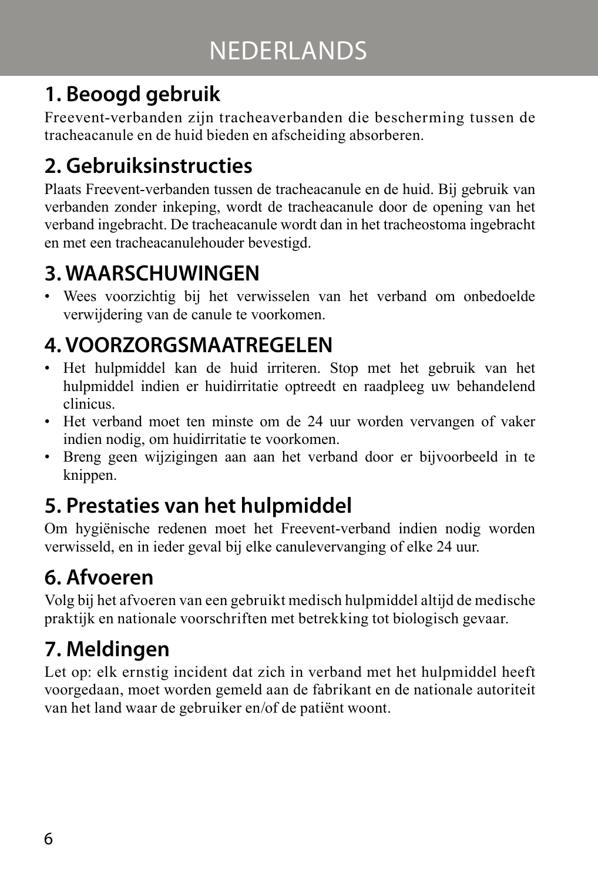# NEDERLANDS

## 1. Beoogd gebruik

Freevent-verbanden zijn tracheaverbanden die bescherming tussen de tracheacanule en de huid bieden en afscheiding absorberen.

## 2. Gebruiksinstructies

Plaats Freevent-verbanden tussen de tracheacanule en de huid. Bij gebruik van verbanden zonder inkeping, wordt de tracheacanule door de opening van het verband ingebracht. De tracheacanule wordt dan in het tracheostoma ingebracht en met een tracheacanulehouder bevestigd.

## 3. WAARSCHUWINGEN

- Wees voorzichtig bij het verwisselen van het verband om onbedoelde verwijdering van de canule te voorkomen.

## 4. VOORZORGSMAATREGELEN

- Het hulpmiddel kan de huid irriteren. Stop met het gebruik van het hulpmiddel indien er huidirritatie optreedt en raadpleeg uw behandelend clinicus.
- Het verband moet ten minste om de 24 uur worden vervangen of vaker indien nodig, om huidirritatie te voorkomen.
- Breng geen wijzigingen aan aan het verband door er bijvoorbeeld in te knippen.

## 5. Prestaties van het hulpmiddel

Om hygiënische redenen moet het Freevent-verband indien nodig worden verwisseld, en in ieder geval bij elke canulevervanging of elke 24 uur.

## 6. Afvoeren

Volg bij het afvoeren van een gebruikt medisch hulpmiddel altijd de medische praktijk en nationale voorschriften met betrekking tot biologisch gevaar.

## 7. Meldingen

Let op: elk ernstig incident dat zich in verband met het hulpmiddel heeft voorgedaan, moet worden gemeld aan de fabrikant en de nationale autoriteit van het land waar de gebruiker en/of de patiënt woont.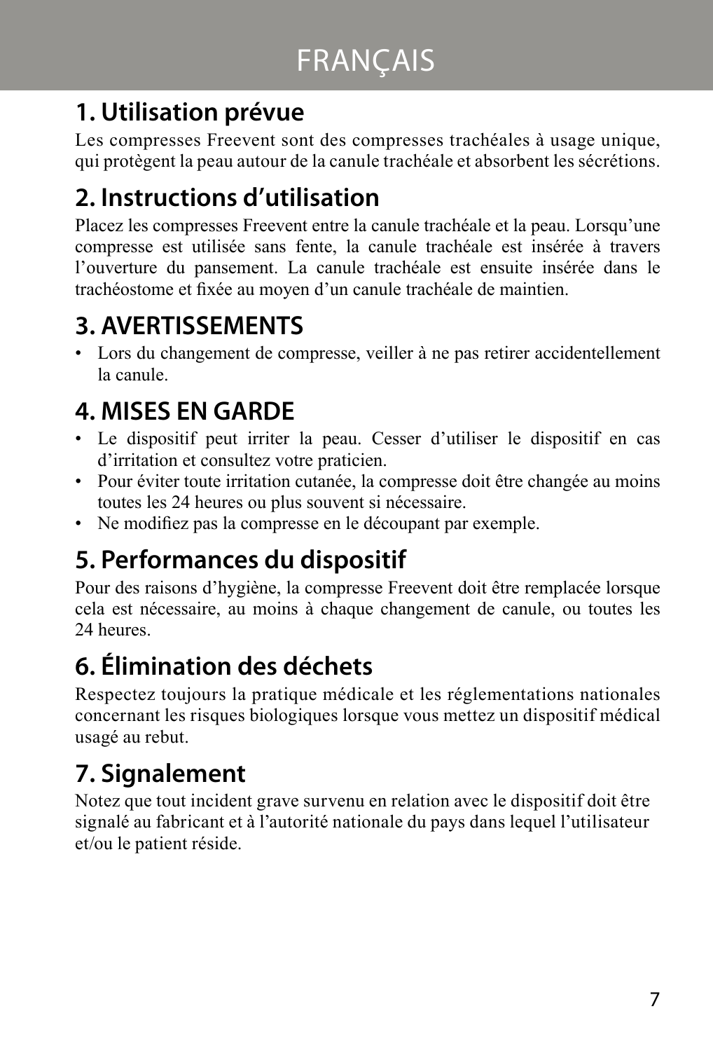# FRANÇAIS

## 1. Utilisation prévue

Les compresses Freevent sont des compresses trachéales à usage unique, qui protègent la peau autour de la canule trachéale et absorbent les sécrétions.

## 2. Instructions d'utilisation

Placez les compresses Freevent entre la canule trachéale et la peau. Lorsqu'une compresse est utilisée sans fente, la canule trachéale est insérée à travers l'ouverture du pansement. La canule trachéale est ensuite insérée dans le trachéostome et fixée au moyen d'un canule trachéale de maintien.

## 3. AVERTISSEMENTS

- Lors du changement de compresse, veiller à ne pas retirer accidentellement la canule.

## 4. MISES EN GARDE

- Le dispositif peut irriter la peau. Cesser d'utiliser le dispositif en cas d'irritation et consultez votre praticien.
- Pour éviter toute irritation cutanée, la compresse doit être changée au moins toutes les 24 heures ou plus souvent si nécessaire.
- Ne modifiez pas la compresse en le découpant par exemple.

## 5. Performances du dispositif

Pour des raisons d'hygiène, la compresse Freevent doit être remplacée lorsque cela est nécessaire, au moins à chaque changement de canule, ou toutes les 24 heures.

## 6. Élimination des déchets

Respectez toujours la pratique médicale et les réglementations nationales concernant les risques biologiques lorsque vous mettez un dispositif médical usagé au rebut.

## 7. Signalement

Notez que tout incident grave survenu en relation avec le dispositif doit être signalé au fabricant et à l'autorité nationale du pays dans lequel l'utilisateur et/ou le patient réside.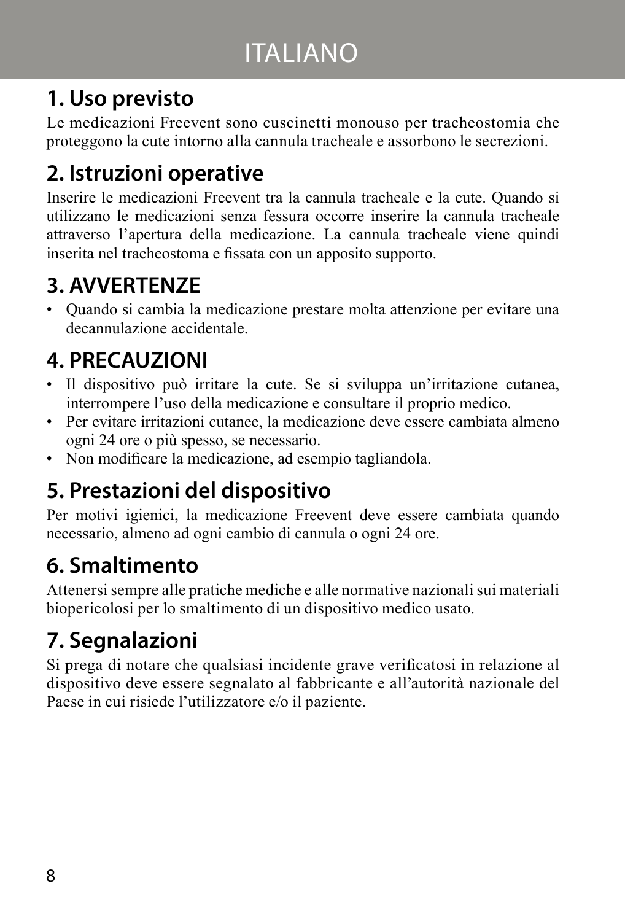# ITALIANO

## 1. Uso previsto

Le medicazioni Freevent sono cuscinetti monouso per tracheostomia che proteggono la cute intorno alla cannula tracheale e assorbono le secrezioni.

## 2. Istruzioni operative

Inserire le medicazioni Freevent tra la cannula tracheale e la cute. Quando si utilizzano le medicazioni senza fessura occorre inserire la cannula tracheale attraverso l'apertura della medicazione. La cannula tracheale viene quindi inserita nel tracheostoma e fissata con un apposito supporto.

## 3. AVVERTENZE

- Quando si cambia la medicazione prestare molta attenzione per evitare una decannulazione accidentale.

## 4. PRECAUZIONI

- Il dispositivo può irritare la cute. Se si sviluppa un'irritazione cutanea, interrompere l'uso della medicazione e consultare il proprio medico.
- Per evitare irritazioni cutanee, la medicazione deve essere cambiata almeno ogni 24 ore o più spesso, se necessario.
- Non modificare la medicazione, ad esempio tagliandola.

## 5. Prestazioni del dispositivo

Per motivi igienici, la medicazione Freevent deve essere cambiata quando necessario, almeno ad ogni cambio di cannula o ogni 24 ore.

## 6. Smaltimento

Attenersi sempre alle pratiche mediche e alle normative nazionali sui materiali biopericolosi per lo smaltimento di un dispositivo medico usato.

## 7. Segnalazioni

Si prega di notare che qualsiasi incidente grave verificatosi in relazione al dispositivo deve essere segnalato al fabbricante e all'autorità nazionale del Paese in cui risiede l'utilizzatore e/o il paziente.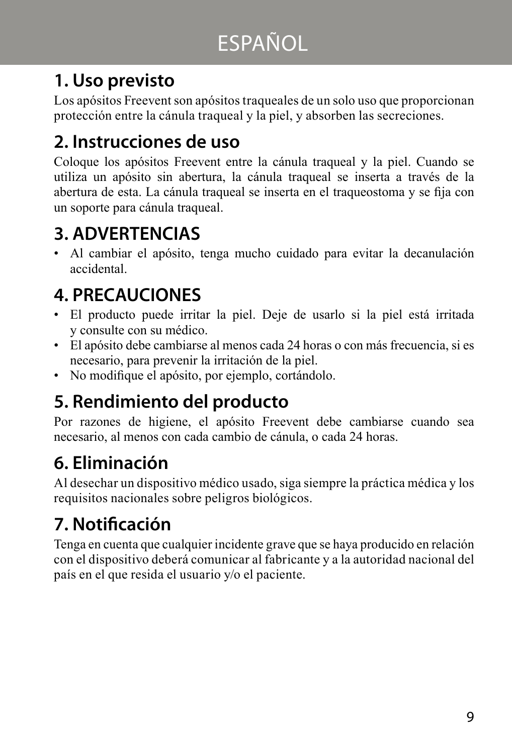# ESPAÑOL

## 1. Uso previsto

Los apósitos Freevent son apósitos traqueales de un solo uso que proporcionan protección entre la cánula traqueal y la piel, y absorben las secreciones.

## 2. Instrucciones de uso

Coloque los apósitos Freevent entre la cánula traqueal y la piel. Cuando se utiliza un apósito sin abertura, la cánula traqueal se inserta a través de la abertura de esta. La cánula traqueal se inserta en el traqueostoma y se fija con un soporte para cánula traqueal.

## 3. ADVERTENCIAS

- Al cambiar el apósito, tenga mucho cuidado para evitar la decanulación accidental.

## 4. PRECAUCIONES

- El producto puede irritar la piel. Deje de usarlo si la piel está irritada y consulte con su médico.
- El apósito debe cambiarse al menos cada 24 horas o con más frecuencia, si es necesario, para prevenir la irritación de la piel.
- No modifique el apósito, por ejemplo, cortándolo.

## 5. Rendimiento del producto

Por razones de higiene, el apósito Freevent debe cambiarse cuando sea necesario, al menos con cada cambio de cánula, o cada 24 horas.

## 6. Eliminación

Al desechar un dispositivo médico usado, siga siempre la práctica médica y los requisitos nacionales sobre peligros biológicos.

## 7. Notificación

Tenga en cuenta que cualquier incidente grave que se haya producido en relación con el dispositivo deberá comunicar al fabricante y a la autoridad nacional del país en el que resida el usuario y/o el paciente.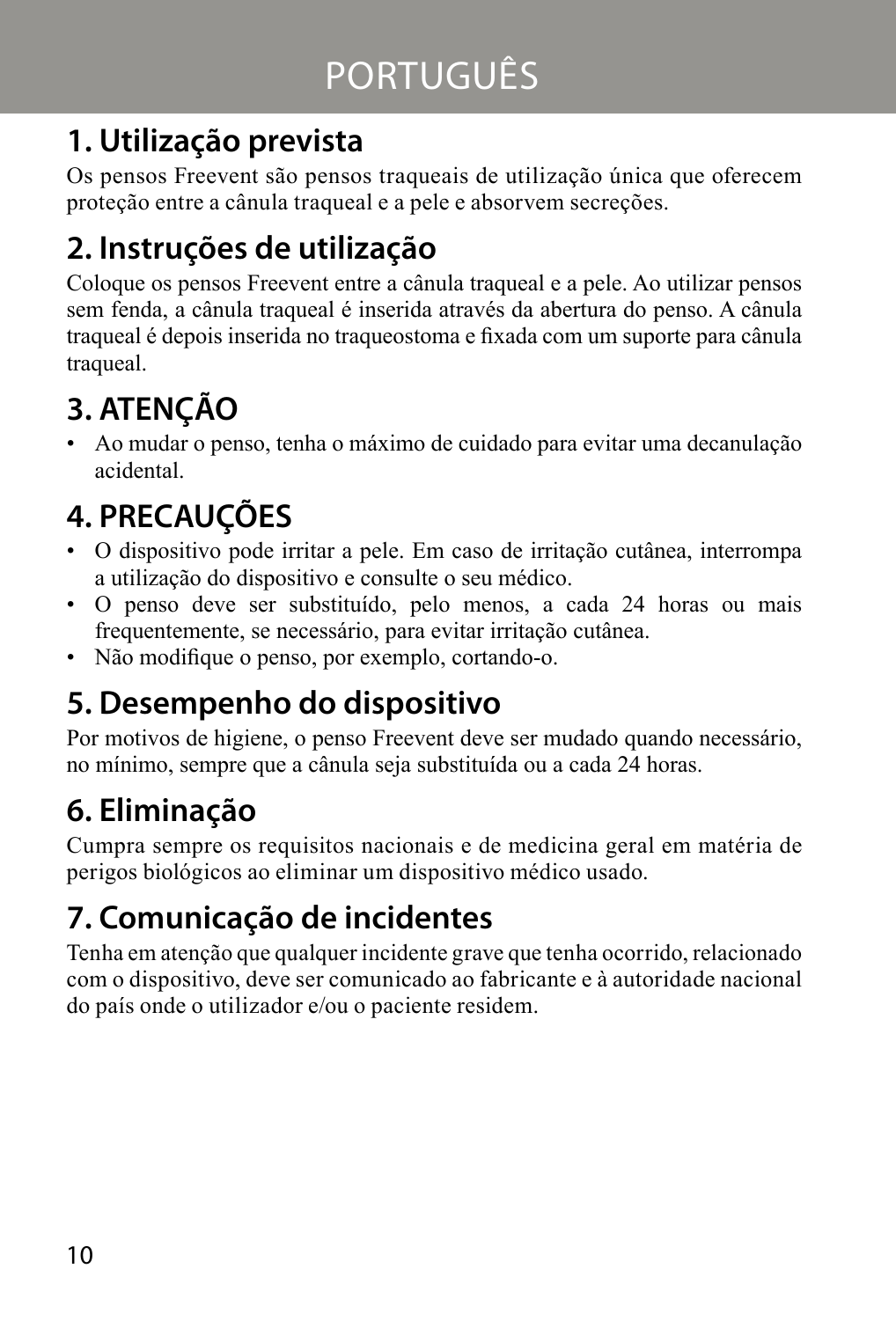# PORTUGUÊS

## 1. Utilização prevista

Os pensos Freevent são pensos traqueais de utilização única que oferecem proteção entre a cânula traqueal e a pele e absorvem secreções.

## 2. Instruções de utilização

Coloque os pensos Freevent entre a cânula traqueal e a pele. Ao utilizar pensos sem fenda, a cânula traqueal é inserida através da abertura do penso. A cânula traqueal é depois inserida no traqueostoma e fixada com um suporte para cânula traqueal.

## 3. ATENÇÃO

- Ao mudar o penso, tenha o máximo de cuidado para evitar uma decanulação acidental.

## 4. PRECAUÇÕES

- O dispositivo pode irritar a pele. Em caso de irritação cutânea, interrompa a utilização do dispositivo e consulte o seu médico.
- O penso deve ser substituído, pelo menos, a cada 24 horas ou mais frequentemente, se necessário, para evitar irritação cutânea.
- Não modifique o penso, por exemplo, cortando-o.

## 5. Desempenho do dispositivo

Por motivos de higiene, o penso Freevent deve ser mudado quando necessário, no mínimo, sempre que a cânula seja substituída ou a cada 24 horas.

## 6. Eliminação

Cumpra sempre os requisitos nacionais e de medicina geral em matéria de perigos biológicos ao eliminar um dispositivo médico usado.

## 7. Comunicação de incidentes

Tenha em atenção que qualquer incidente grave que tenha ocorrido, relacionado com o dispositivo, deve ser comunicado ao fabricante e à autoridade nacional do país onde o utilizador e/ou o paciente residem.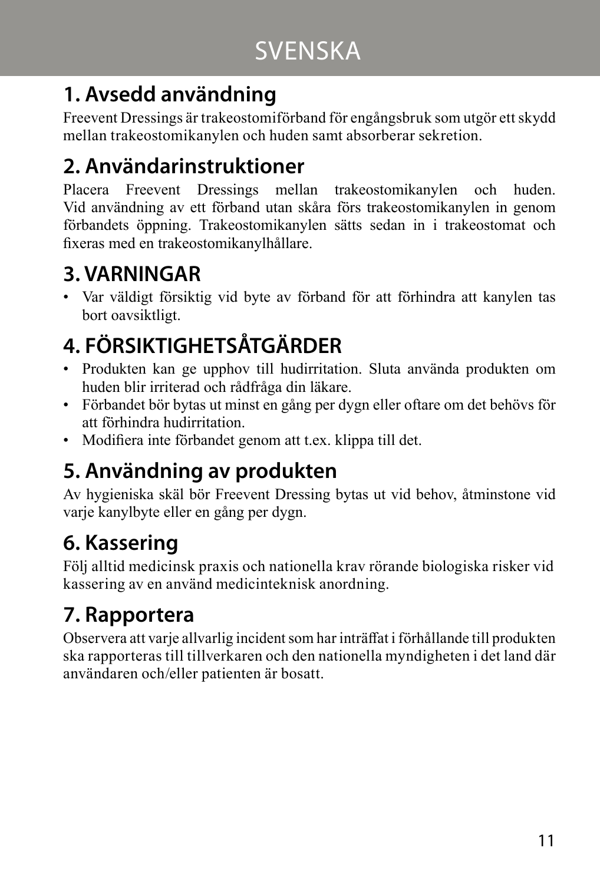# SVENSKA

## 1. Avsedd användning

Freevent Dressings är trakeostomiförband för engångsbruk som utgör ett skydd mellan trakeostomikanylen och huden samt absorberar sekretion.

## 2. Användarinstruktioner

Placera Freevent Dressings mellan trakeostomikanylen och huden. Vid användning av ett förband utan skåra förs trakeostomikanylen in genom förbandets öppning. Trakeostomikanylen sätts sedan in i trakeostomat och fixeras med en trakeostomikanylhållare.

## 3. VARNINGAR

- Var väldigt försiktig vid byte av förband för att förhindra att kanylen tas bort oavsiktligt.

## 4. FÖRSIKTIGHETSÅTGÄRDER

- Produkten kan ge upphov till hudirritation. Sluta använda produkten om huden blir irriterad och rådfråga din läkare.
- Förbandet bör bytas ut minst en gång per dygn eller oftare om det behövs för att förhindra hudirritation.
- Modifiera inte förbandet genom att t.ex. klippa till det.

## 5. Användning av produkten

Av hygieniska skäl bör Freevent Dressing bytas ut vid behov, åtminstone vid varje kanylbyte eller en gång per dygn.

## 6. Kassering

Följ alltid medicinsk praxis och nationella krav rörande biologiska risker vid kassering av en använd medicinteknisk anordning.

## 7. Rapportera

Observera att varje allvarlig incident som har inträffat i förhållande till produkten ska rapporteras till tillverkaren och den nationella myndigheten i det land där användaren och/eller patienten är bosatt.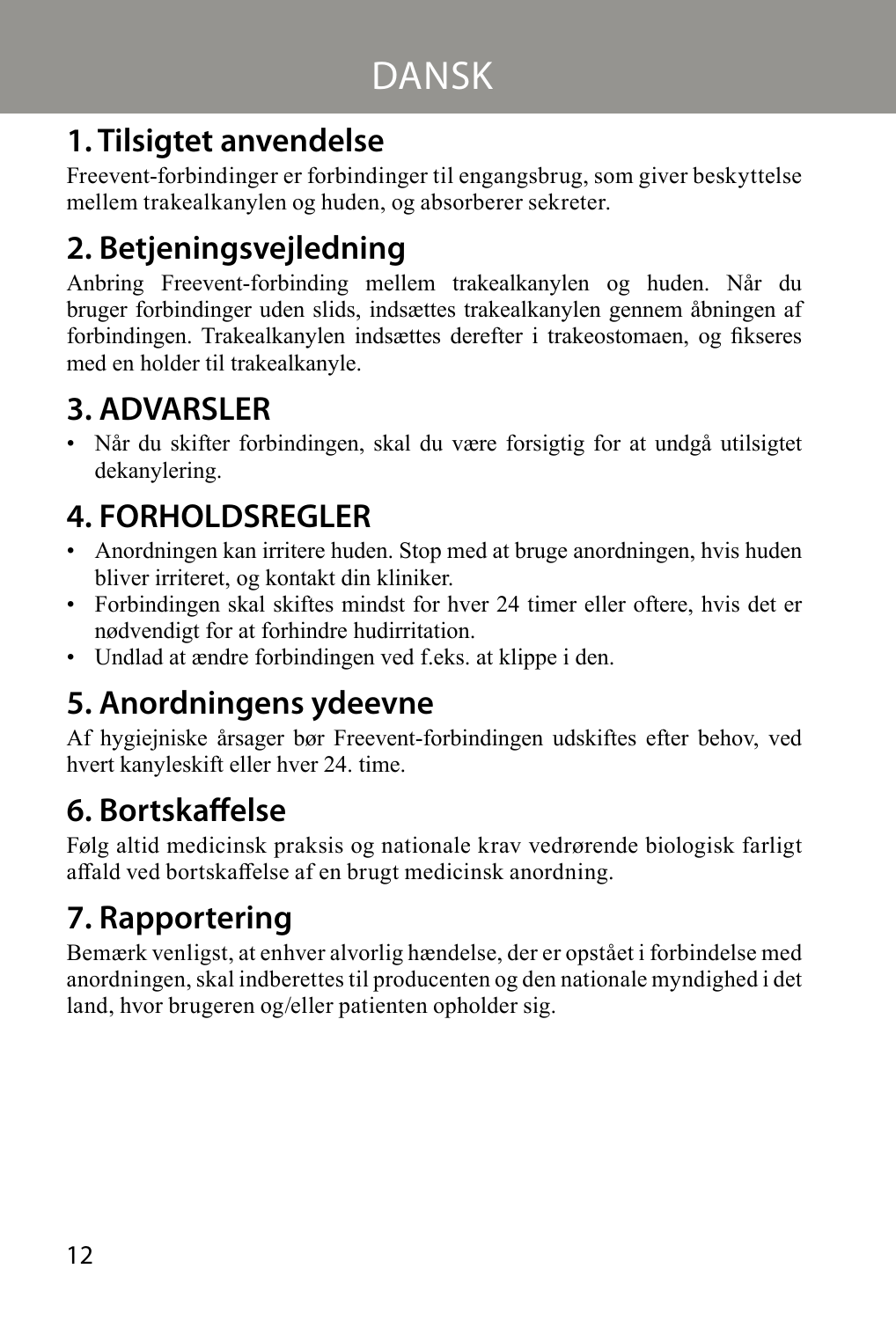# DANSK

## 1. Tilsigtet anvendelse

Freevent-forbindinger er forbindinger til engangsbrug, som giver beskyttelse mellem trakealkanylen og huden, og absorberer sekreter.

## 2. Betjeningsvejledning

Anbring Freevent-forbinding mellem trakealkanylen og huden. Når du bruger forbindinger uden slids, indsættes trakealkanylen gennem åbningen af forbindingen. Trakealkanylen indsættes derefter i trakeostomaen, og fikseres med en holder til trakealkanyle.

## 3. ADVARSLER

- Når du skifter forbindingen, skal du være forsigtig for at undgå utilsigtet dekanylering.

## 4. FORHOLDSREGLER

- Anordningen kan irritere huden. Stop med at bruge anordningen, hvis huden bliver irriteret, og kontakt din kliniker.
- Forbindingen skal skiftes mindst for hver 24 timer eller oftere, hvis det er nødvendigt for at forhindre hudirritation.
- Undlad at ændre forbindingen ved f.eks. at klippe i den.

## 5. Anordningens ydeevne

Af hygiejniske årsager bør Freevent-forbindingen udskiftes efter behov, ved hvert kanyleskift eller hver 24. time.

## 6. Bortskaffelse

Følg altid medicinsk praksis og nationale krav vedrørende biologisk farligt affald ved bortskaffelse af en brugt medicinsk anordning.

## 7. Rapportering

Bemærk venligst, at enhver alvorlig hændelse, der er opstået i forbindelse med anordningen, skal indberettes til producenten og den nationale myndighed i det land, hvor brugeren og/eller patienten opholder sig.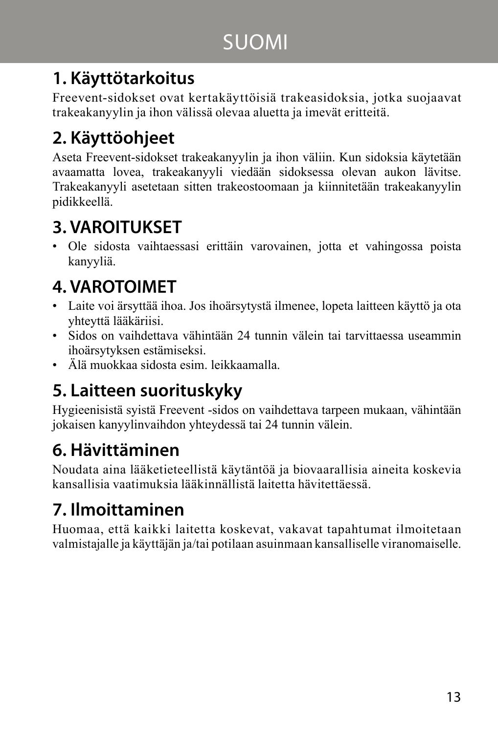# SUOMI

## 1. Käyttötarkoitus

Freevent-sidokset ovat kertakäyttöisiä trakeasidoksia, jotka suojaavat trakeakanyylin ja ihon välissä olevaa aluetta ja imevät eritteitä.

## 2. Käyttöohjeet

Aseta Freevent-sidokset trakeakanyylin ja ihon väliin. Kun sidoksia käytetään avaamatta lovea, trakeakanyyli viedään sidoksessa olevan aukon lävitse. Trakeakanyyli asetetaan sitten trakeostoomaan ja kiinnitetään trakeakanyylin pidikkeellä.

## 3. VAROITUKSET

- Ole sidosta vaihtaessasi erittäin varovainen, jotta et vahingossa poista kanyyliä.

## 4. VAROTOIMET

- Laite voi ärsyttää ihoa. Jos ihoärsytystä ilmenee, lopeta laitteen käyttö ja ota yhteyttä lääkäriisi.
- Sidos on vaihdettava vähintään 24 tunnin välein tai tarvittaessa useammin ihoärsytyksen estämiseksi.
- Älä muokkaa sidosta esim. leikkaamalla.

## 5. Laitteen suorituskyky

Hygieenisistä syistä Freevent -sidos on vaihdettava tarpeen mukaan, vähintään jokaisen kanyylinvaihdon yhteydessä tai 24 tunnin välein.

## 6. Hävittäminen

Noudata aina lääketieteellistä käytäntöä ja biovaarallisia aineita koskevia kansallisia vaatimuksia lääkinnällistä laitetta hävitettäessä.

## 7. Ilmoittaminen

Huomaa, että kaikki laitetta koskevat, vakavat tapahtumat ilmoitetaan valmistajalle ja käyttäjän ja/tai potilaan asuinmaan kansalliselle viranomaiselle.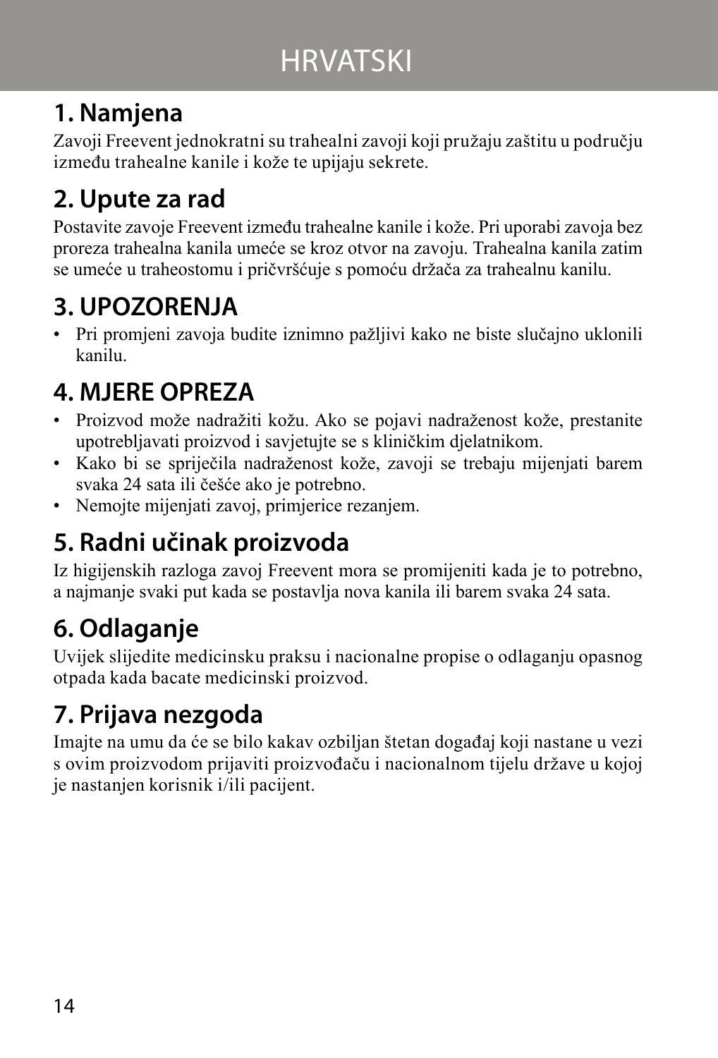# HRVATSKI

## 1. Namjena

Zavoji Freevent jednokratni su trahealni zavoji koji pružaju zaštitu u području između trahealne kanile i kože te upijaju sekrete.

## 2. Upute za rad

Postavite zavoje Freevent između trahealne kanile i kože. Pri uporabi zavoja bez proreza trahealna kanila umeće se kroz otvor na zavoju. Trahealna kanila zatim se umeće u traheostomu i pričvršćuje s pomoću držača za trahealnu kanilu.

## 3. UPOZORENJA

- Pri promjeni zavoja budite iznimno pažljivi kako ne biste slučajno uklonili kanilu.

## 4. MJERE OPREZA

- Proizvod može nadražiti kožu. Ako se pojavi nadraženost kože, prestanite upotrebljavati proizvod i savjetujte se s kliničkim djelatnikom.
- Kako bi se spriječila nadraženost kože, zavoji se trebaju mijenjati barem svaka 24 sata ili češće ako je potrebno.
- Nemojte mijenjati zavoj, primjerice rezanjem.

## 5. Radni učinak proizvoda

Iz higijenskih razloga zavoj Freevent mora se promijeniti kada je to potrebno, a najmanje svaki put kada se postavlja nova kanila ili barem svaka 24 sata.

## 6. Odlaganje

Uvijek slijedite medicinsku praksu i nacionalne propise o odlaganju opasnog otpada kada bacate medicinski proizvod.

## 7. Prijava nezgoda

Imajte na umu da će se bilo kakav ozbiljan štetan događaj koji nastane u vezi s ovim proizvodom prijaviti proizvođaču i nacionalnom tijelu države u kojoj je nastanjen korisnik i/ili pacijent.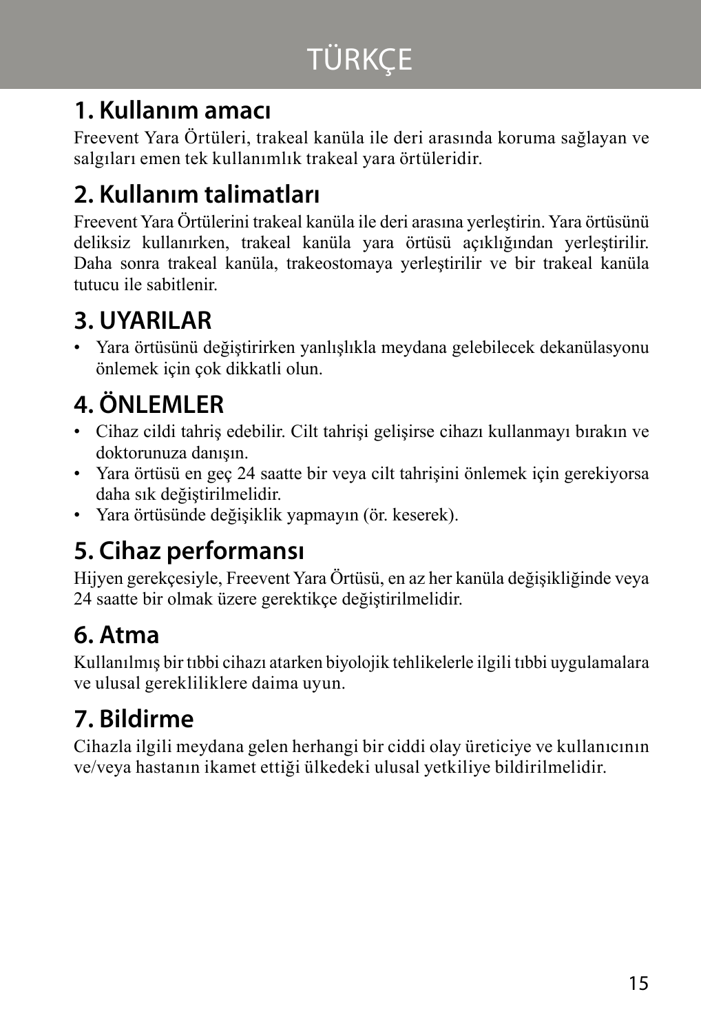# TÜRKÇE

## 1. Kullanım amacı

Freevent Yara Örtüleri, trakeal kanüla ile deri arasında koruma sağlayan ve salgıları emen tek kullanımlık trakeal yara örtüleridir.

## 2. Kullanım talimatları

Freevent Yara Örtülerini trakeal kanüla ile deri arasına yerleştirin. Yara örtüsünü deliksiz kullanırken, trakeal kanüla yara örtüsü açıklığından yerleştirilir. Daha sonra trakeal kanüla, trakeostomaya yerleştirilir ve bir trakeal kanüla tutucu ile sabitlenir.

## 3. UYARILAR

- Yara örtüsünü değiştirirken yanlışlıkla meydana gelebilecek dekanülasyonu önlemek için çok dikkatli olun.

## 4. ÖNLEMLER

- Cihaz cildi tahriş edebilir. Cilt tahrişi gelişirse cihazı kullanmayı bırakın ve doktorunuza danışın.
- Yara örtüsü en geç 24 saatte bir veya cilt tahrişini önlemek için gerekiyorsa daha sık değiştirilmelidir.
- Yara örtüsünde değişiklik yapmayın (ör. keserek).

## 5. Cihaz performansı

Hijyen gerekçesiyle, Freevent Yara Örtüsü, en az her kanüla değişikliğinde veya 24 saatte bir olmak üzere gerektikçe değiştirilmelidir.

## 6. Atma

Kullanılmış bir tıbbi cihazı atarken biyolojik tehlikelerle ilgili tıbbi uygulamalara ve ulusal gerekliliklere daima uyun.

## 7. Bildirme

Cihazla ilgili meydana gelen herhangi bir ciddi olay üreticiye ve kullanıcının ve/veya hastanın ikamet ettiği ülkedeki ulusal yetkiliye bildirilmelidir.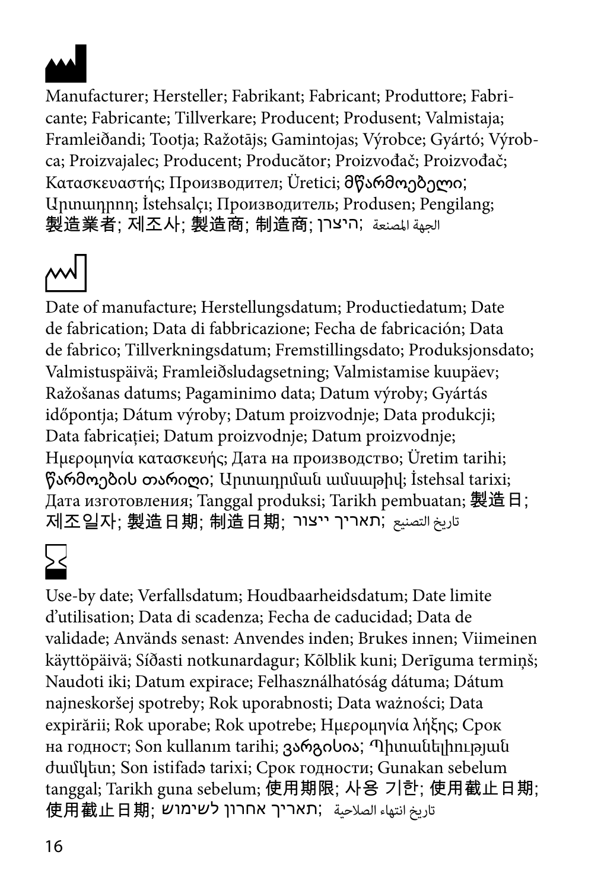Manufacturer; Hersteller; Fabrikant; Fabricant; Produttore; Fabricante; Fabricante; Tillverkare; Producent; Produsent; Valmistaja; Framleiðandi; Tootja; Ražotājs; Gamintojas; Výrobce; Gyártó; Výrobca; Proizvajalec; Producent; Producător; Proizvođač; Proizvođač; Κατασκευαστής; Производител; Üretici; მწარმოებელი; Արտադրող; İstehsalçı; Производитель; Produsen; Pengilang; 製造業者; 제조사; 製造商; 制造商; היצרן; الجهة المصنعة

Date of manufacture; Herstellungsdatum; Productiedatum; Date de fabrication; Data di fabbricazione; Fecha de fabricación; Data de fabrico; Tillverkningsdatum; Fremstillingsdato; Produksjonsdato; Valmistuspäivä; Framleiðsludagsetning; Valmistamise kuupäev; Ražošanas datums; Pagaminimo data; Datum výroby; Gyártás időpontja; Dátum výroby; Datum proizvodnje; Data produkcji; Data fabricației; Datum proizvodnje; Datum proizvodnje; Ημερομηνία κατασκευής; Дата на производство; Üretim tarihi; წარმოების თარიღი; Արտադրման ամսաթիվ; İstehsal tarixi; Дата изготовления; Tanggal produksi; Tarikh pembuatan; 製造日; 제조일자; 製造日期; 制造日期; תאריך ייצור; تاريخ التصنيع

Use-by date; Verfallsdatum; Houdbaarheidsdatum; Date limite d'utilisation; Data di scadenza; Fecha de caducidad; Data de validade; Används senast: Anvendes inden; Brukes innen; Viimeinen käyttöpäivä; Síðasti notkunardagur; Kõlblik kuni; Derīguma termiņš; Naudoti iki; Datum expirace; Felhasználhatóság dátuma; Dátum najneskoršej spotreby; Rok uporabnosti; Data ważności; Data expirării; Rok uporabe; Rok upotrebe; Ημερομηνία λήξης; Срок на годност; Son kullanım tarihi; ვარგისია; Պիտանելիության ժամկետ; Son istifadə tarixi; Срок годности; Gunakan sebelum tanggal; Tarikh guna sebelum; 使用期限; 사용 기한; 使用截止日期; 使用截止日期; תאריך אחרון לשימוש; تاريخ انتهاء الصلاحية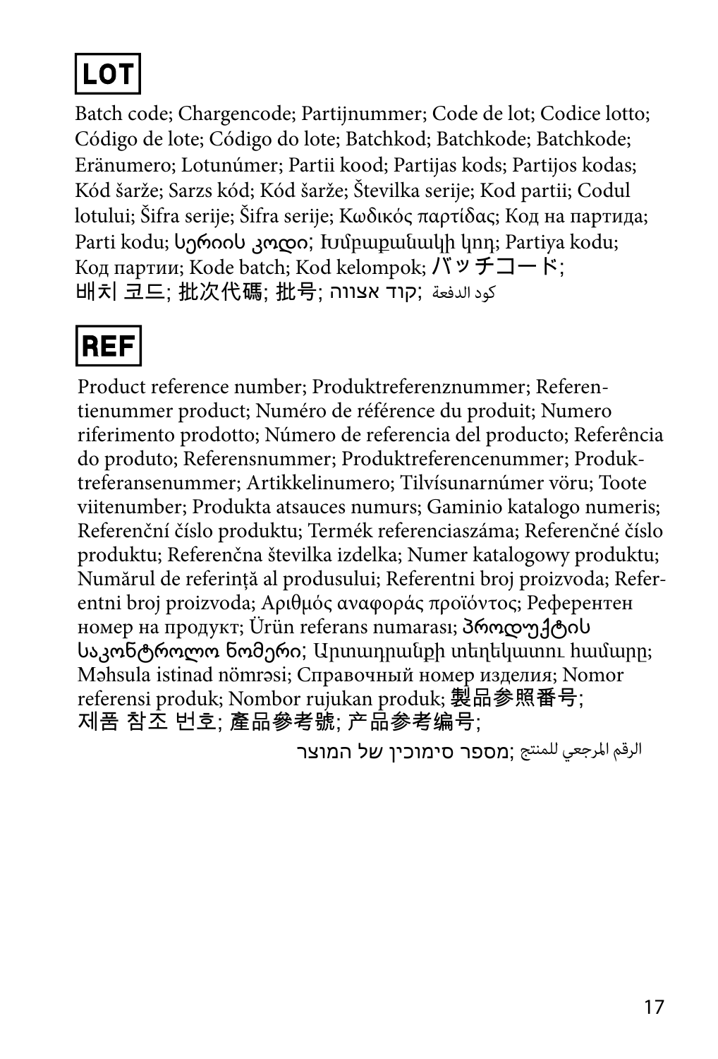**LOT**

Batch code; Chargencode; Partijnummer; Code de lot; Codice lotto; Código de lote; Código do lote; Batchkod; Batchkode; Batchkode; Eränumero; Lotunúmer; Partii kood; Partijas kods; Partijos kodas; Kód šarže; Sarzs kód; Kód šarže; Številka serije; Kod partii; Codul lotului; Šifra serije; Šifra serije; Κωδικός παρτίδας; Код на партида; Parti kodu; სერიის კოდი; Խմբաքանակի կոդ; Partiya kodu; Код партии; Kode batch; Kod kelompok; バッチコード; 배치 코드; 批次代碼; 批号; קוד אצווה; كود الدفعة

**REF**

Product reference number; Produktreferenznummer; Referentienummer product; Numéro de référence du produit; Numero riferimento prodotto; Número de referencia del producto; Referência do produto; Referensnummer; Produktreferencenummer; Produktreferansenummer; Artikkelinumero; Tilvísunarnúmer vöru; Toote viitenumber; Produkta atsauces numurs; Gaminio katalogo numeris; Referenční číslo produktu; Termék referenciaszáma; Referenčné číslo produktu; Referenčna številka izdelka; Numer katalogowy produktu; Numărul de referință al produsului; Referentni broj proizvoda; Referentni broj proizvoda; Αριθμός αναφοράς προϊόντος; Референтен номер на продукт; Ürün referans numarası; პროდუქტის საკონტროლო ნომერი; Արտադրանքի տեղեկատու համարը; Məhsula istinad nömrəsi; Справочный номер изделия; Nomor referensi produk; Nombor rujukan produk; 製品参照番号; 제품 참조 번호; 產品參考號; 产品参考编号; מספר סימוכין של המוצר; الرقم المرجعي للمنتج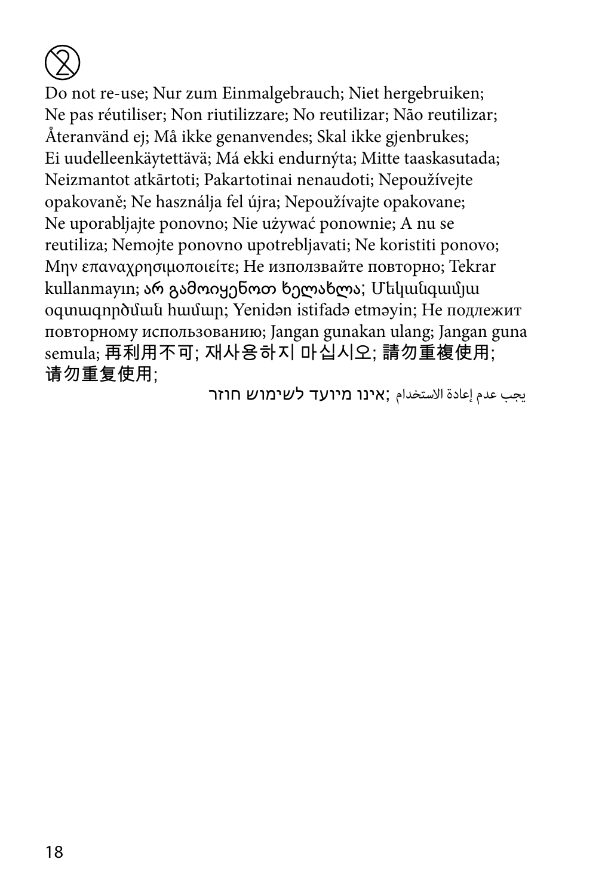Do not re-use; Nur zum Einmalgebrauch; Niet hergebruiken; Ne pas réutiliser; Non riutilizzare; No reutilizar; Não reutilizar; Återanvänd ej; Må ikke genanvendes; Skal ikke gjenbrukes; Ei uudelleenkäytettävä; Má ekki endurnýta; Mitte taaskasutada; Neizmantot atkārtoti; Pakartotinai nenaudoti; Nepoužívejte opakovaně; Ne használja fel újra; Nepoužívajte opakovane; Ne uporabljajte ponovno; Nie używać ponownie; A nu se reutiliza; Nemojte ponovno upotrebljavati; Ne koristiti ponovo; Μην επαναχρησιμοποιείτε; Не използвайте повторно; Tekrar kullanmayın; არ გამოიყენოთ ხელახლა; Մեկանգամյա օգտագործման համար; Yenidən istifadə etməyin; Не подлежит повторному использованию; Jangan gunakan ulang; Jangan guna semula; 再利用不可; 재사용하지 마십시오; 請勿重複使用; 请勿重复使用;

يجب عدم إعادة الاستخدام ;אינו מיועד לשימוש חוזר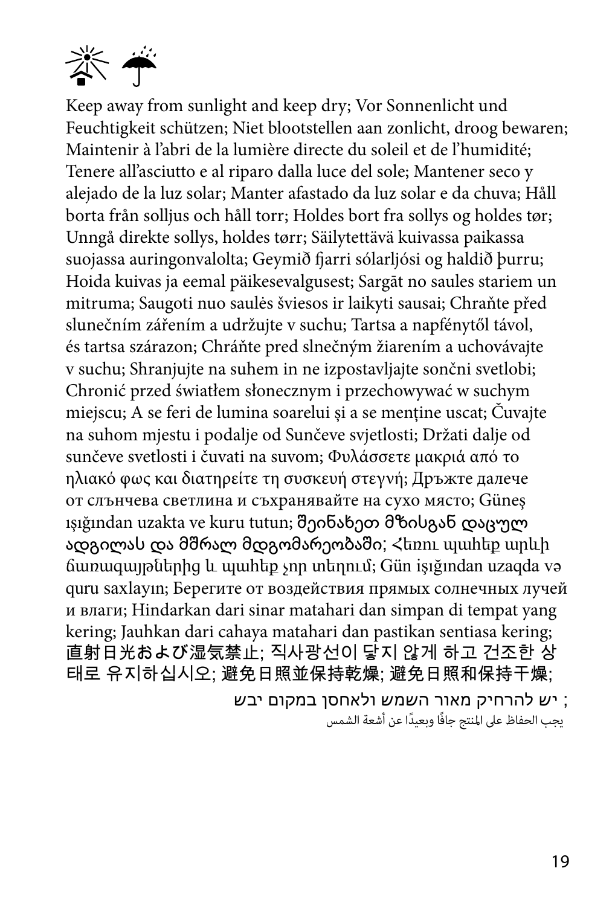Keep away from sunlight and keep dry; Vor Sonnenlicht und Feuchtigkeit schützen; Niet blootstellen aan zonlicht, droog bewaren; Maintenir à l'abri de la lumière directe du soleil et de l'humidité; Tenere all'asciutto e al riparo dalla luce del sole; Mantener seco y alejado de la luz solar; Manter afastado da luz solar e da chuva; Håll borta från solljus och håll torr; Holdes bort fra sollys og holdes tør; Unngå direkte sollys, holdes tørr; Säilytettävä kuivassa paikassa suojassa auringonvalolta; Geymið fjarri sólarljósi og haldið þurru; Hoida kuivas ja eemal päikesevalgusest; Sargāt no saules stariem un mitruma; Saugoti nuo saulės šviesos ir laikyti sausai; Chraňte před slunečním zářením a udržujte v suchu; Tartsa a napfénytől távol, és tartsa szárazon; Chráňte pred slnečným žiarením a uchovávajte v suchu; Shranjujte na suhem in ne izpostavljajte sončni svetlobi; Chronić przed światłem słonecznym i przechowywać w suchym miejscu; A se feri de lumina soarelui și a se menține uscat; Čuvajte na suhom mjestu i podalje od Sunčeve svjetlosti; Držati dalje od sunčeve svetlosti i čuvati na suvom; Φυλάσσετε μακριά από το ηλιακό φως και διατηρείτε τη συσκευή στεγνή; Дръжте далече от слънчева светлина и съхранявайте на сухо място; Güneş ışığından uzakta ve kuru tutun; შეინახეთ მზისგან დაცულ ადგილას და მშრალ მდგომარეობაში; Հեռու պահեք արևի ճառագայթներից և պահեք չոր տեղում; Gün işığından uzaqda və quru saxlayın; Берегите от воздействия прямых солнечных лучей и влаги; Hindarkan dari sinar matahari dan simpan di tempat yang kering; Jauhkan dari cahaya matahari dan pastikan sentiasa kering; 直射日光および湿気禁止; 직사광선이 닿지 않게 하고 건조한 상태로 유지하십시오; 避免日照並保持乾燥; 避免日照和保持干燥;

יש להרחיק מאור השמש ולאחסן במקום יבש ;

يجب الحفاظ على المنتج جافًا وبعيدًا عن أشعة الشمس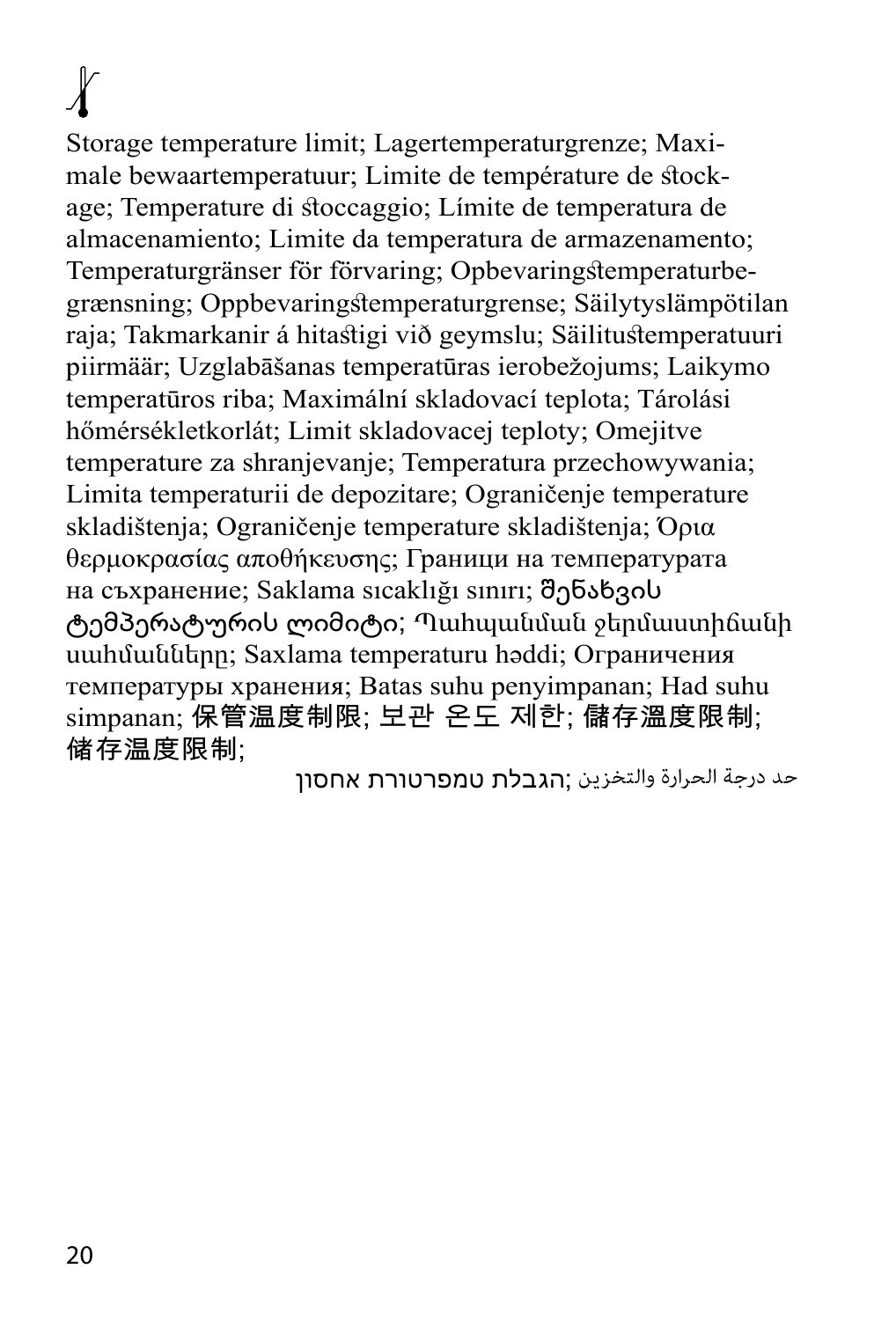Storage temperature limit; Lagertemperaturgrenze; Maximale bewaartemperatuur; Limite de température de stockage; Temperature di stoccaggio; Límite de temperatura de almacenamiento; Limite da temperatura de armazenamento; Temperaturgränser för förvaring; Opbevaringstemperaturbegrænsning; Oppbevaringstemperaturgrense; Säilytyslämpötilan raja; Takmarkanir á hitastigi við geymslu; Säilitustemperatuuri piirmäär; Uzglabāšanas temperatūras ierobežojums; Laikymo temperatūros riba; Maximální skladovací teplota; Tárolási hőmérsékletkorlát; Limit skladovacej teploty; Omejitve temperature za shranjevanje; Temperatura przechowywania; Limita temperaturii de depozitare; Ograničenje temperature skladištenja; Ograničenje temperature skladištenja; Όρια θερμοκρασίας αποθήκευσης; Граници на температурата на съхранение; Saklama sıcaklığı sınırı; შენახვის ტემპერატურის ლიმიტი; Պահպանման ջերմաստիճանի սահմանները; Saxlama temperaturu həddi; Ограничения температуры хранения; Batas suhu penyimpanan; Had suhu simpanan; 保管温度制限; 보관 온도 제한; 儲存溫度限制; 储存温度限制;

حد درجة الحرارة والتخزين ;הגבלת טמפרטורת אחסון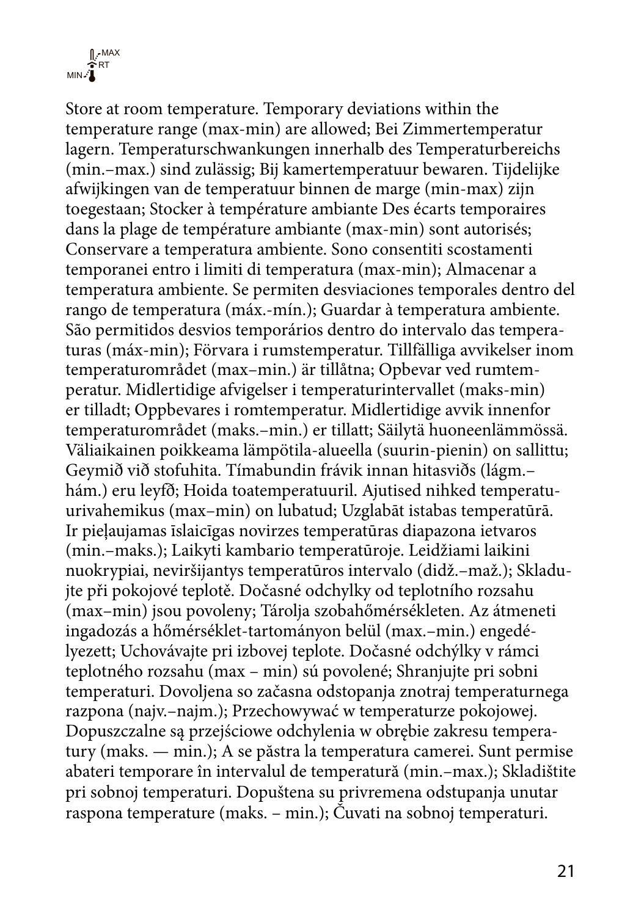MAX
RT
MIN

Store at room temperature. Temporary deviations within the temperature range (max-min) are allowed; Bei Zimmertemperatur lagern. Temperaturschwankungen innerhalb des Temperaturbereichs (min.–max.) sind zulässig; Bij kamertemperatuur bewaren. Tijdelijke afwijkingen van de temperatuur binnen de marge (min-max) zijn toegestaan; Stocker à température ambiante Des écarts temporaires dans la plage de température ambiante (max-min) sont autorisés; Conservare a temperatura ambiente. Sono consentiti scostamenti temporanei entro i limiti di temperatura (max-min); Almacenar a temperatura ambiente. Se permiten desviaciones temporales dentro del rango de temperatura (máx.-mín.); Guardar à temperatura ambiente. São permitidos desvios temporários dentro do intervalo das temperaturas (máx-min); Förvara i rumstemperatur. Tillfälliga avvikelser inom temperaturområdet (max–min.) är tillåtna; Opbevar ved rumtemperatur. Midlertidige afvigelser i temperaturintervallet (maks-min) er tilladt; Oppbevares i romtemperatur. Midlertidige avvik innenfor temperaturområdet (maks.–min.) er tillatt; Säilytä huoneenlämmössä. Väliaikainen poikkeama lämpötila-alueella (suurin-pienin) on sallittu; Geymið við stofuhita. Tímabundin frávik innan hitasviðs (lágm.–hám.) eru leyfð; Hoida toatemperatuuril. Ajutised nihked temperatuurivahemikus (max–min) on lubatud; Uzglabāt istabas temperatūrā. Ir pieļaujamas īslaicīgas novirzes temperatūras diapazona ietvaros (min.–maks.); Laikyti kambario temperatūroje. Leidžiami laikini nuokrypiai, neviršijantys temperatūros intervalo (didž.–maž.); Skladujte při pokojové teplotě. Dočasné odchylky od teplotního rozsahu (max–min) jsou povoleny; Tárolja szobahőmérsékleten. Az átmeneti ingadozás a hőmérséklet-tartományon belül (max.–min.) engedélyezett; Uchovávajte pri izbovej teplote. Dočasné odchýlky v rámci teplotného rozsahu (max – min) sú povolené; Shranjujte pri sobni temperaturi. Dovoljena so začasna odstopanja znotraj temperaturnega razpona (najv.–najm.); Przechowywać w temperaturze pokojowej. Dopuszczalne są przejściowe odchylenia w obrębie zakresu temperatury (maks. — min.); A se păstra la temperatura camerei. Sunt permise abateri temporare în intervalul de temperatură (min.–max.); Skladištite pri sobnoj temperaturi. Dopuštena su privremena odstupanja unutar raspona temperature (maks. – min.); Čuvati na sobnoj temperaturi.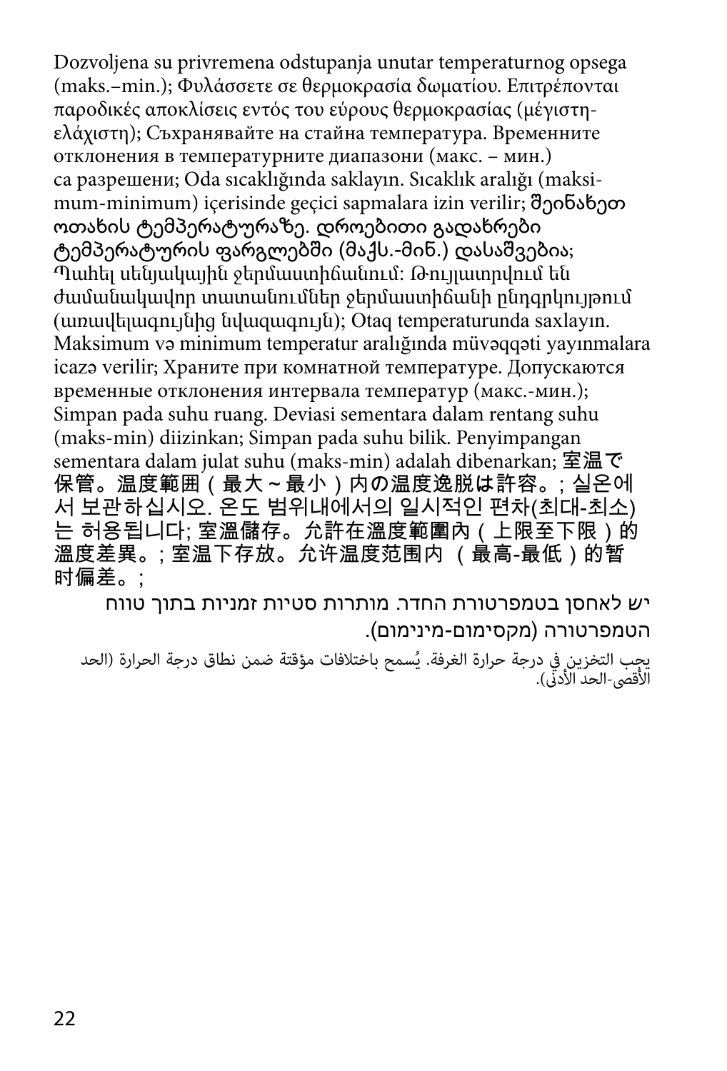Dozvoljena su privremena odstupanja unutar temperaturnog opsega (maks.–min.); Φυλάσσετε σε θερμοκρασία δωματίου. Επιτρέπονται παροδικές αποκλίσεις εντός του εύρους θερμοκρασίας (μέγιστη-ελάχιστη); Съхранявайте на стайна температура. Временните отклонения в температурните диапазони (макс. – мин.) са разрешени; Oda sıcaklığında saklayın. Sıcaklık aralığı (maksimum-minimum) içerisinde geçici sapmalara izin verilir; შეინახეთ ოთახის ტემპერატურაზე. დროებითი გადახრები ტემპერატურის ფარგლებში (მაქს.-მინ.) დასაშვებია; Պահել սենյակային ջերմաստիճանում: Թույլատրվում են ժամանակավոր տատանումներ ջերմաստիճանի ընդգրկույթում (առավելագույնից նվազագույն); Otaq temperaturunda saxlayın. Maksimum və minimum temperatur aralığında müvəqqəti yayınmalara icazə verilir; Храните при комнатной температуре. Допускаются временные отклонения интервала температур (макс.-мин.); Simpan pada suhu ruang. Deviasi sementara dalam rentang suhu (maks-min) diizinkan; Simpan pada suhu bilik. Penyimpangan sementara dalam julat suhu (maks-min) adalah dibenarkan; 室温で保管。温度範囲（最大～最小）内の温度逸脱は許容。; 실온에서 보관하십시오. 온도 범위내에서의 일시적인 편차(최대-최소)는 허용됩니다; 室溫儲存。允許在溫度範圍內（上限至下限）的溫度差異。; 室温下存放。允许温度范围内 （最高-最低）的暂时偏差。;

יש לאחסן בטמפרטורת החדר. מותרות סטיות זמניות בתוך טווח הטמפרטורה (מקסימום-מינימום).

يجب التخزين في درجة حرارة الغرفة. يُسمح باختلافات مؤقتة ضمن نطاق درجة الحرارة (الحد الأقصى-الحد الأدنى).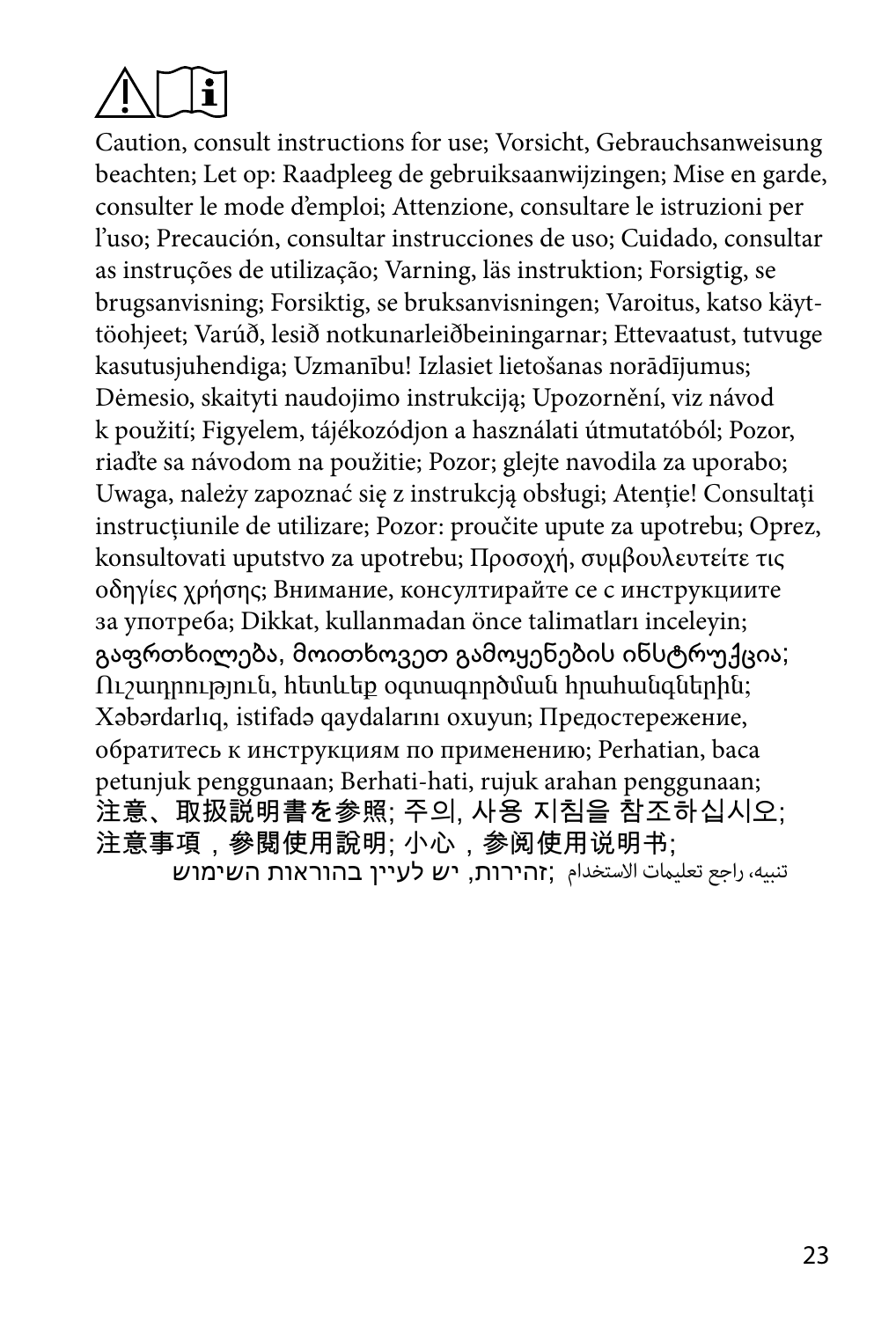Caution, consult instructions for use; Vorsicht, Gebrauchsanweisung beachten; Let op: Raadpleeg de gebruiksaanwijzingen; Mise en garde, consulter le mode d'emploi; Attenzione, consultare le istruzioni per l'uso; Precaución, consultar instrucciones de uso; Cuidado, consultar as instruções de utilização; Varning, läs instruktion; Forsigtig, se brugsanvisning; Forsiktig, se bruksanvisningen; Varoitus, katso käyttöohjeet; Varúð, lesið notkunarleiðbeiningarnar; Ettevaatust, tutvuge kasutusjuhendiga; Uzmanību! Izlasiet lietošanas norādījumus; Dėmesio, skaityti naudojimo instrukciją; Upozornění, viz návod k použití; Figyelem, tájékozódjon a használati útmutatóból; Pozor, riaďte sa návodom na použitie; Pozor; glejte navodila za uporabo; Uwaga, należy zapoznać się z instrukcją obsługi; Atenție! Consultați instrucțiunile de utilizare; Pozor: proučite upute za upotrebu; Oprez, konsultovati uputstvo za upotrebu; Προσοχή, συμβουλευτείτε τις οδηγίες χρήσης; Внимание, консултирайте се с инструкциите за употреба; Dikkat, kullanmadan önce talimatları inceleyin; გაფრთხილება, მოითხოვეთ გამოყენების ინსტრუქცია; Ուշադրություն, հետևեք օգտագործման հրահանգներին; Xəbərdarlıq, istifadə qaydalarını oxuyun; Предостережение, обратитесь к инструкциям по применению; Perhatian, baca petunjuk penggunaan; Berhati-hati, rujuk arahan penggunaan; 注意、取扱説明書を参照; 주의, 사용 지침을 참조하십시오; 注意事項，參閱使用說明; 小心，参阅使用说明书; זהירות, יש לעיין בהוראות השימוש; تنبيه، راجع تعليمات الاستخدام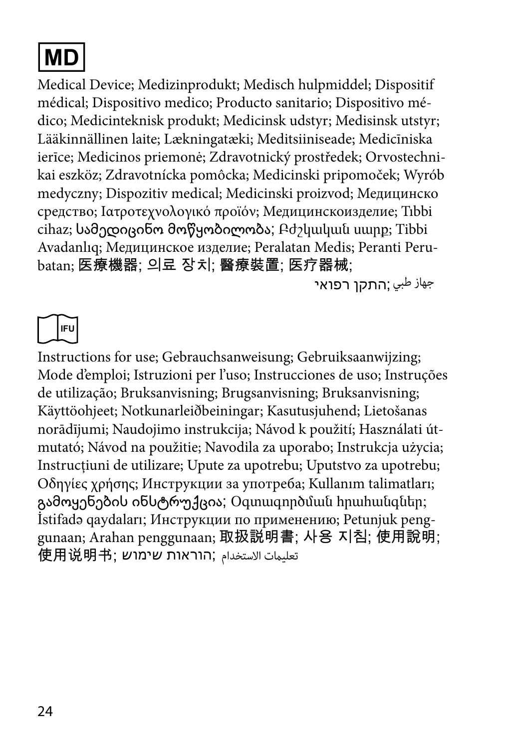**MD**

Medical Device; Medizinprodukt; Medisch hulpmiddel; Dispositif médical; Dispositivo medico; Producto sanitario; Dispositivo médico; Medicinteknisk produkt; Medicinsk udstyr; Medisinsk utstyr; Lääkinnällinen laite; Lækningatæki; Meditsiiniseade; Medicīniska ierīce; Medicinos priemonė; Zdravotnický prostředek; Orvostechnikai eszköz; Zdravotnícka pomôcka; Medicinski pripomoček; Wyrób medyczny; Dispozitiv medical; Medicinski proizvod; Медицинско средство; Ιατροτεχνολογικό προϊόν; Медицинскоизделие; Tıbbi cihaz; სამედიცინო მოწყობილობა; Բժշկական սարք; Tibbi Avadanlıq; Медицинское изделие; Peralatan Medis; Peranti Perubatan; 医療機器; 의료 장치; 醫療裝置; 医疗器械;

جهاز طبي ;התקן רפואי

**IFU**

Instructions for use; Gebrauchsanweisung; Gebruiksaanwijzing; Mode d'emploi; Istruzioni per l'uso; Instrucciones de uso; Instruções de utilização; Bruksanvisning; Brugsanvisning; Bruksanvisning; Käyttöohjeet; Notkunarleiðbeiningar; Kasutusjuhend; Lietošanas norādījumi; Naudojimo instrukcija; Návod k použití; Használati útmutató; Návod na použitie; Navodila za uporabo; Instrukcja użycia; Instrucțiuni de utilizare; Upute za upotrebu; Uputstvo za upotrebu; Οδηγίες χρήσης; Инструкции за употреба; Kullanım talimatları; გამოყენების ინსტრუქცია; Օգտագործման հրահանգներ; İstifadə qaydaları; Инструкции по применению; Petunjuk penggunaan; Arahan penggunaan; 取扱説明書; 사용 지침; 使用說明; 使用说明书; הוראות שימוש; تعليمات الاستخدام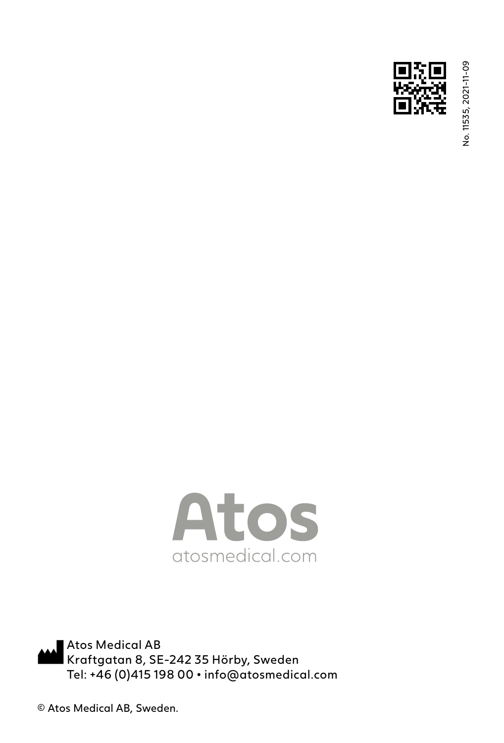No. 11535, 2021-11-09

Atos

atosmedical.com

Atos Medical AB
Kraftgatan 8, SE-242 35 Hörby, Sweden
Tel: +46 (0)415 198 00 • info@atosmedical.com

© Atos Medical AB, Sweden.